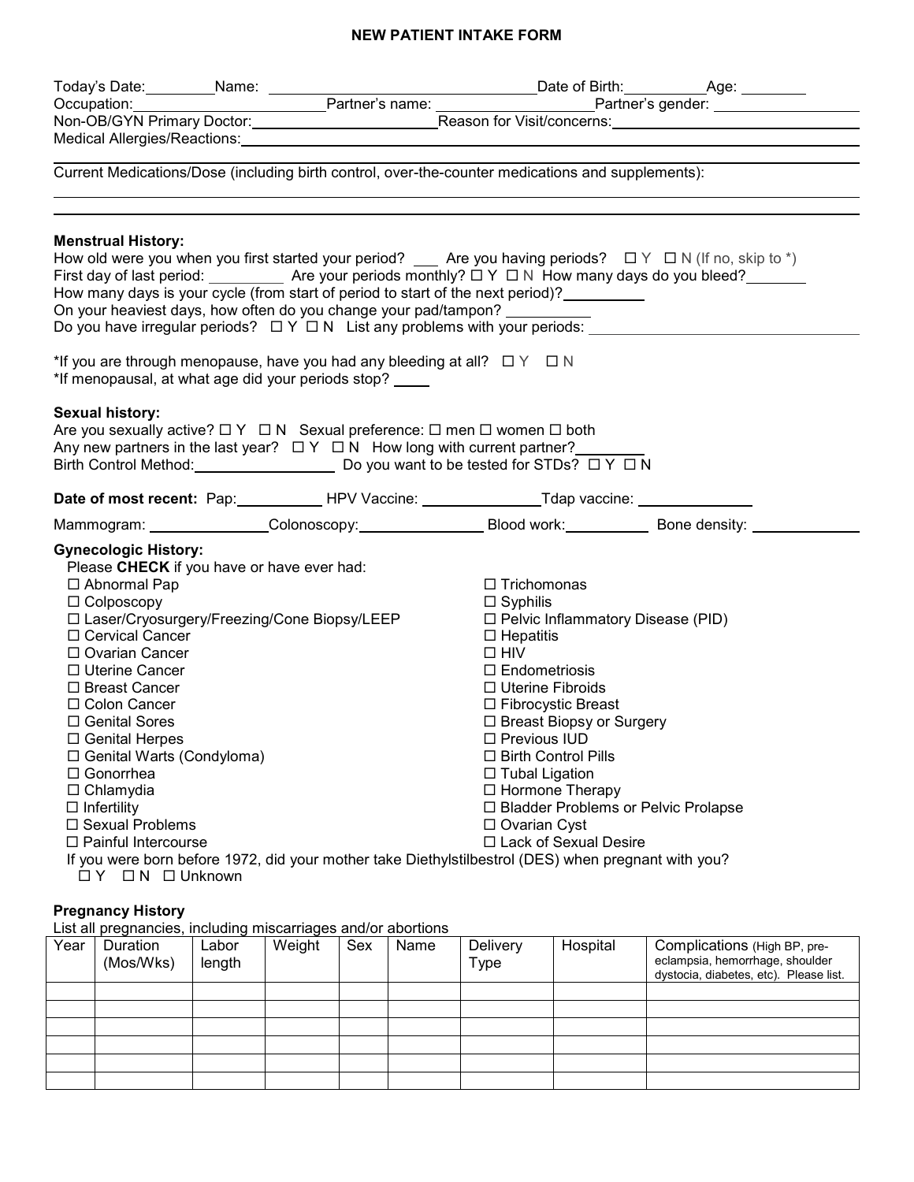# NEW PATIENT INTAKE FORM

Today's Date:________ Name: ______________________________ Date of Birth:__________ Age: ________

Occupation:______________________ Partner's name: __________________ Partner's gender: __________________

Non-OB/GYN Primary Doctor:______________________ Reason for Visit/concerns:______________________________

Medical Allergies/Reactions:______________________________________________________________________

___________________________________________________________________________________________

Current Medications/Dose (including birth control, over-the-counter medications and supplements):

___________________________________________________________________________________________

___________________________________________________________________________________________

**Menstrual History:**

How old were you when you first started your period? ___ Are you having periods? ☐ Y ☐ N (If no, skip to *)

First day of last period: _________ Are your periods monthly? ☐ Y ☐ N How many days do you bleed?_______

How many days is your cycle (from start of period to start of the next period)?__________

On your heaviest days, how often do you change your pad/tampon? __________

Do you have irregular periods? ☐ Y ☐ N List any problems with your periods: ______________________________

*If you are through menopause, have you had any bleeding at all? ☐ Y ☐ N

*If menopausal, at what age did your periods stop? ____

**Sexual history:**

Are you sexually active? ☐ Y ☐ N Sexual preference: ☐ men ☐ women ☐ both

Any new partners in the last year? ☐ Y ☐ N How long with current partner?________

Birth Control Method:_________________ Do you want to be tested for STDs? ☐ Y ☐ N

**Date of most recent:** Pap:__________ HPV Vaccine: ______________ Tdap vaccine: ______________

Mammogram: ______________ Colonoscopy:______________ Blood work:__________ Bone density: _____________

**Gynecologic History:**

Please **CHECK** if you have or have ever had:

- ☐ Abnormal Pap
- ☐ Colposcopy
- ☐ Laser/Cryosurgery/Freezing/Cone Biopsy/LEEP
- ☐ Cervical Cancer
- ☐ Ovarian Cancer
- ☐ Uterine Cancer
- ☐ Breast Cancer
- ☐ Colon Cancer
- ☐ Genital Sores
- ☐ Genital Herpes
- ☐ Genital Warts (Condyloma)
- ☐ Gonorrhea
- ☐ Chlamydia
- ☐ Infertility
- ☐ Sexual Problems
- ☐ Painful Intercourse
- ☐ Trichomonas
- ☐ Syphilis
- ☐ Pelvic Inflammatory Disease (PID)
- ☐ Hepatitis
- ☐ HIV
- ☐ Endometriosis
- ☐ Uterine Fibroids
- ☐ Fibrocystic Breast
- ☐ Breast Biopsy or Surgery
- ☐ Previous IUD
- ☐ Birth Control Pills
- ☐ Tubal Ligation
- ☐ Hormone Therapy
- ☐ Bladder Problems or Pelvic Prolapse
- ☐ Ovarian Cyst
- ☐ Lack of Sexual Desire

If you were born before 1972, did your mother take Diethylstilbestrol (DES) when pregnant with you?

☐ Y ☐ N ☐ Unknown

**Pregnancy History**

List all pregnancies, including miscarriages and/or abortions

| Year | Duration (Mos/Wks) | Labor length | Weight | Sex | Name | Delivery Type | Hospital | Complications (High BP, pre-eclampsia, hemorrhage, shoulder dystocia, diabetes, etc). Please list. |
|---|---|---|---|---|---|---|---|---|
| | | | | | | | | |
| | | | | | | | | |
| | | | | | | | | |
| | | | | | | | | |
| | | | | | | | | |
| | | | | | | | | |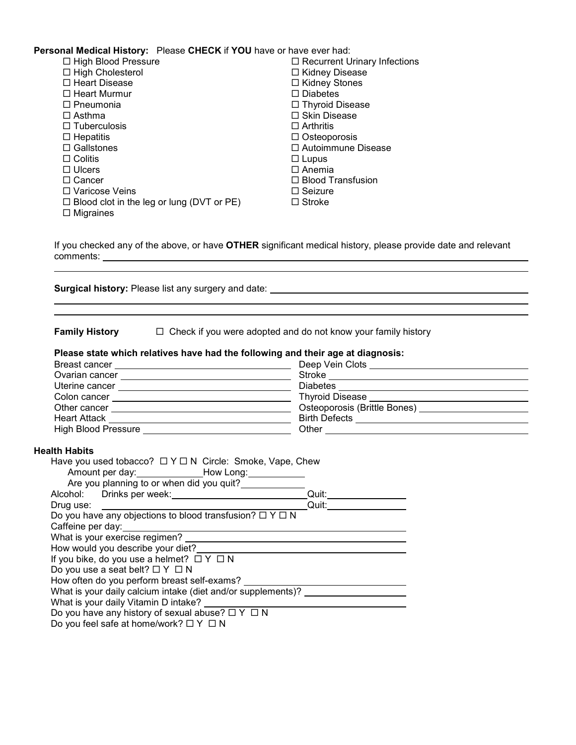**Personal Medical History:** Please **CHECK** if **YOU** have or have ever had:

- ☐ High Blood Pressure
- ☐ High Cholesterol
- ☐ Heart Disease
- ☐ Heart Murmur
- ☐ Pneumonia
- ☐ Asthma
- ☐ Tuberculosis
- ☐ Hepatitis
- ☐ Gallstones
- ☐ Colitis
- ☐ Ulcers
- ☐ Cancer
- ☐ Varicose Veins
- ☐ Blood clot in the leg or lung (DVT or PE)
- ☐ Migraines
- ☐ Recurrent Urinary Infections
- ☐ Kidney Disease
- ☐ Kidney Stones
- ☐ Diabetes
- ☐ Thyroid Disease
- ☐ Skin Disease
- ☐ Arthritis
- ☐ Osteoporosis
- ☐ Autoimmune Disease
- ☐ Lupus
- ☐ Anemia
- ☐ Blood Transfusion
- ☐ Seizure
- ☐ Stroke

If you checked any of the above, or have **OTHER** significant medical history, please provide date and relevant comments: ______________________________________________

______________________________________________

**Surgical history:** Please list any surgery and date: ______________________________________________

______________________________________________

______________________________________________

**Family History** ☐ Check if you were adopted and do not know your family history

**Please state which relatives have had the following and their age at diagnosis:**

Breast cancer ______________________________

Ovarian cancer ______________________________

Uterine cancer ______________________________

Colon cancer ______________________________

Other cancer ______________________________

Heart Attack ______________________________

High Blood Pressure ______________________________

Deep Vein Clots ______________________________

Stroke ______________________________

Diabetes ______________________________

Thyroid Disease ______________________________

Osteoporosis (Brittle Bones) ______________________________

Birth Defects ______________________________

Other ______________________________

**Health Habits**

Have you used tobacco? ☐ Y ☐ N Circle: Smoke, Vape, Chew

Amount per day:____________How Long:__________

Are you planning to or when did you quit?____________

Alcohol: Drinks per week:________________________Quit:______________

Drug use: ________________________________________Quit:______________

Do you have any objections to blood transfusion? ☐ Y ☐ N

Caffeine per day:______________________________________________

What is your exercise regimen? ______________________________________________

How would you describe your diet?______________________________________________

If you bike, do you use a helmet? ☐ Y ☐ N

Do you use a seat belt? ☐ Y ☐ N

How often do you perform breast self-exams? ______________________________

What is your daily calcium intake (diet and/or supplements)? __________________

What is your daily Vitamin D intake? ______________________________________________

Do you have any history of sexual abuse? ☐ Y ☐ N

Do you feel safe at home/work? ☐ Y ☐ N